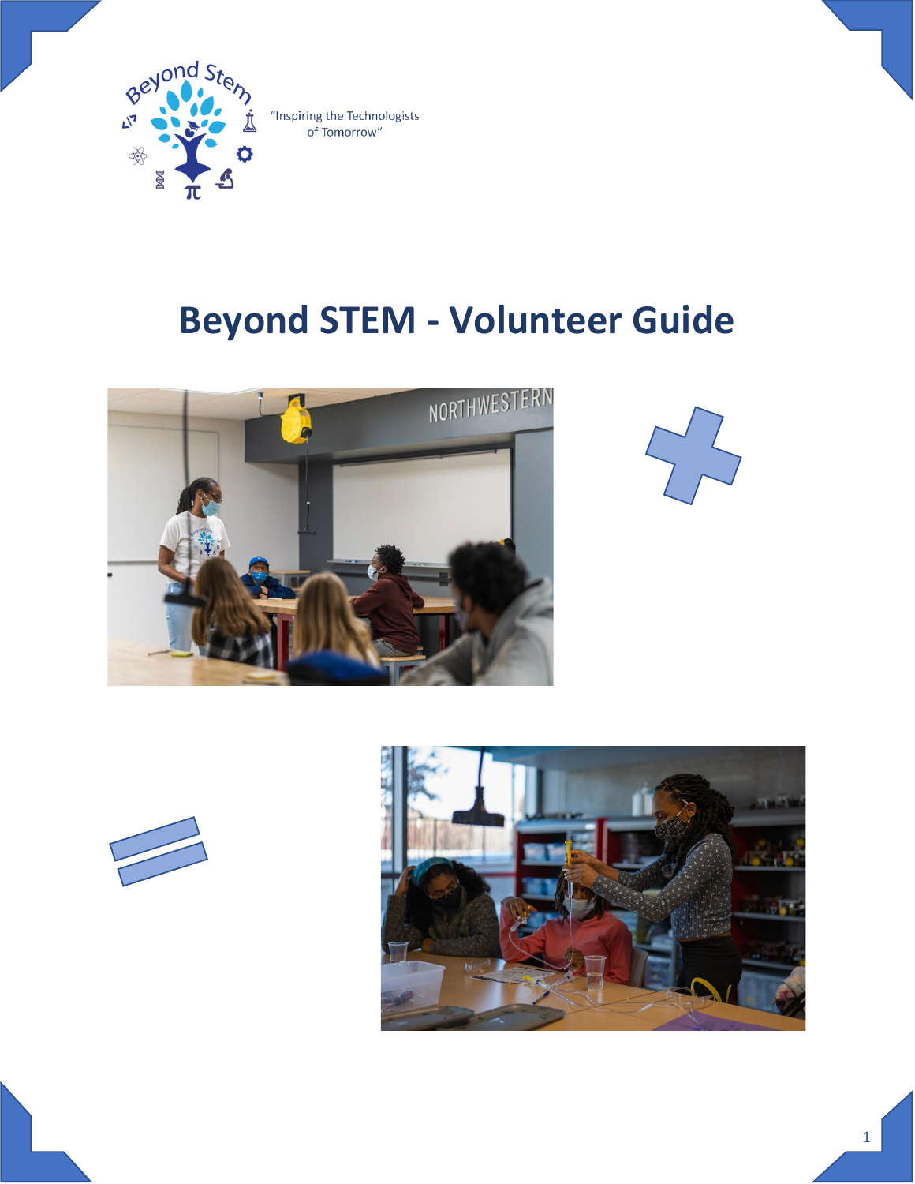"Inspiring the Technologists of Tomorrow"

# Beyond STEM - Volunteer Guide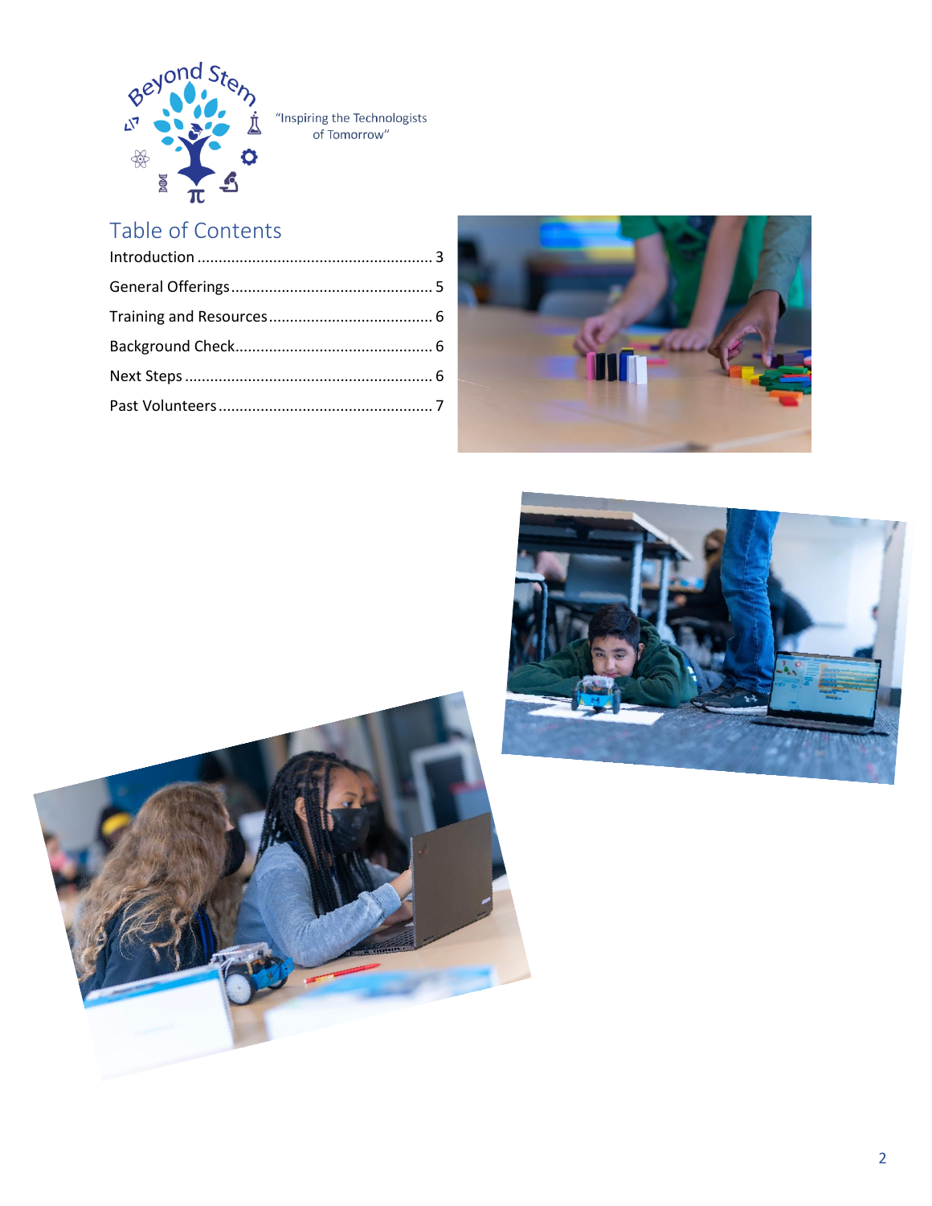"Inspiring the Technologists of Tomorrow"

## Table of Contents

Introduction ........................................................ 3

General Offerings ................................................ 5

Training and Resources ....................................... 6

Background Check ............................................... 6

Next Steps ........................................................... 6

Past Volunteers ................................................... 7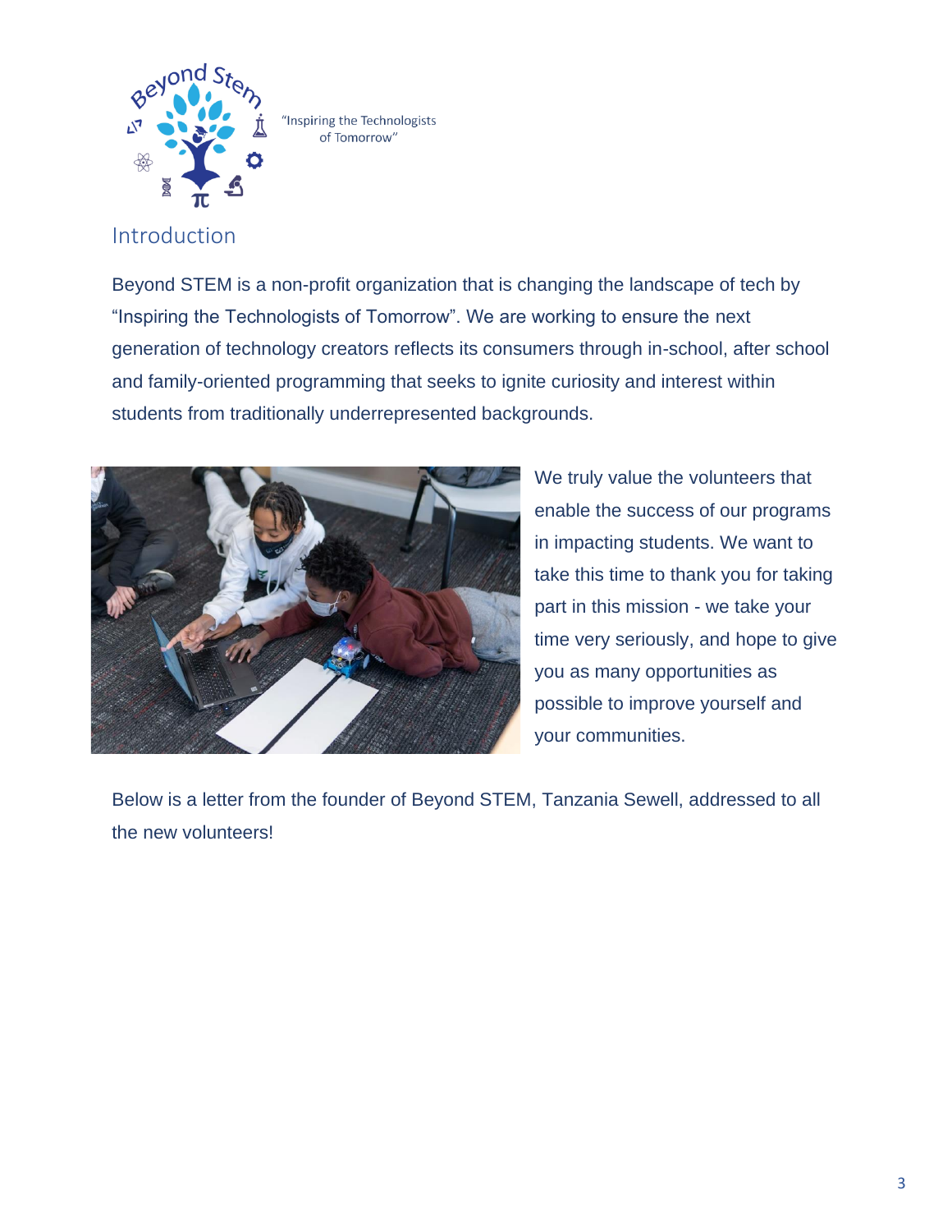"Inspiring the Technologists of Tomorrow"

## Introduction

Beyond STEM is a non-profit organization that is changing the landscape of tech by "Inspiring the Technologists of Tomorrow". We are working to ensure the next generation of technology creators reflects its consumers through in-school, after school and family-oriented programming that seeks to ignite curiosity and interest within students from traditionally underrepresented backgrounds.

We truly value the volunteers that enable the success of our programs in impacting students. We want to take this time to thank you for taking part in this mission - we take your time very seriously, and hope to give you as many opportunities as possible to improve yourself and your communities.

Below is a letter from the founder of Beyond STEM, Tanzania Sewell, addressed to all the new volunteers!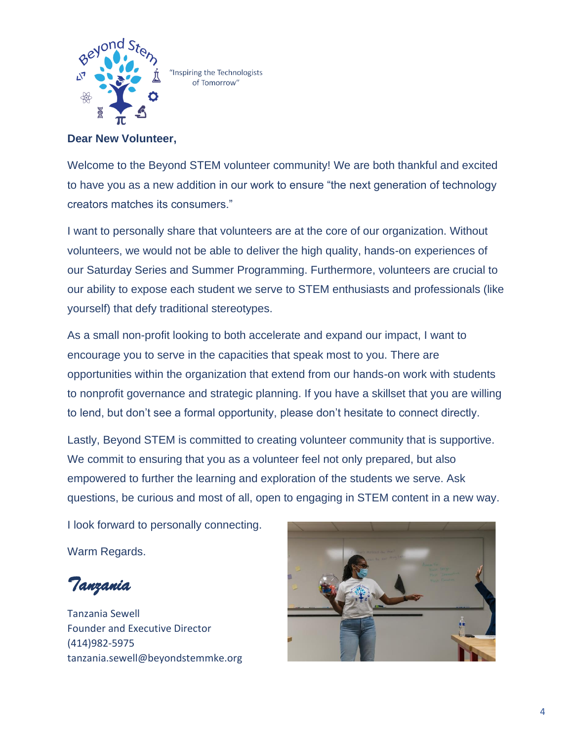"Inspiring the Technologists of Tomorrow"

**Dear New Volunteer,**

Welcome to the Beyond STEM volunteer community! We are both thankful and excited to have you as a new addition in our work to ensure "the next generation of technology creators matches its consumers."

I want to personally share that volunteers are at the core of our organization. Without volunteers, we would not be able to deliver the high quality, hands-on experiences of our Saturday Series and Summer Programming. Furthermore, volunteers are crucial to our ability to expose each student we serve to STEM enthusiasts and professionals (like yourself) that defy traditional stereotypes.

As a small non-profit looking to both accelerate and expand our impact, I want to encourage you to serve in the capacities that speak most to you. There are opportunities within the organization that extend from our hands-on work with students to nonprofit governance and strategic planning. If you have a skillset that you are willing to lend, but don't see a formal opportunity, please don't hesitate to connect directly.

Lastly, Beyond STEM is committed to creating volunteer community that is supportive. We commit to ensuring that you as a volunteer feel not only prepared, but also empowered to further the learning and exploration of the students we serve. Ask questions, be curious and most of all, open to engaging in STEM content in a new way.

I look forward to personally connecting.

Warm Regards.

*Tanzania*

Tanzania Sewell
Founder and Executive Director
(414)982-5975
tanzania.sewell@beyondstemmke.org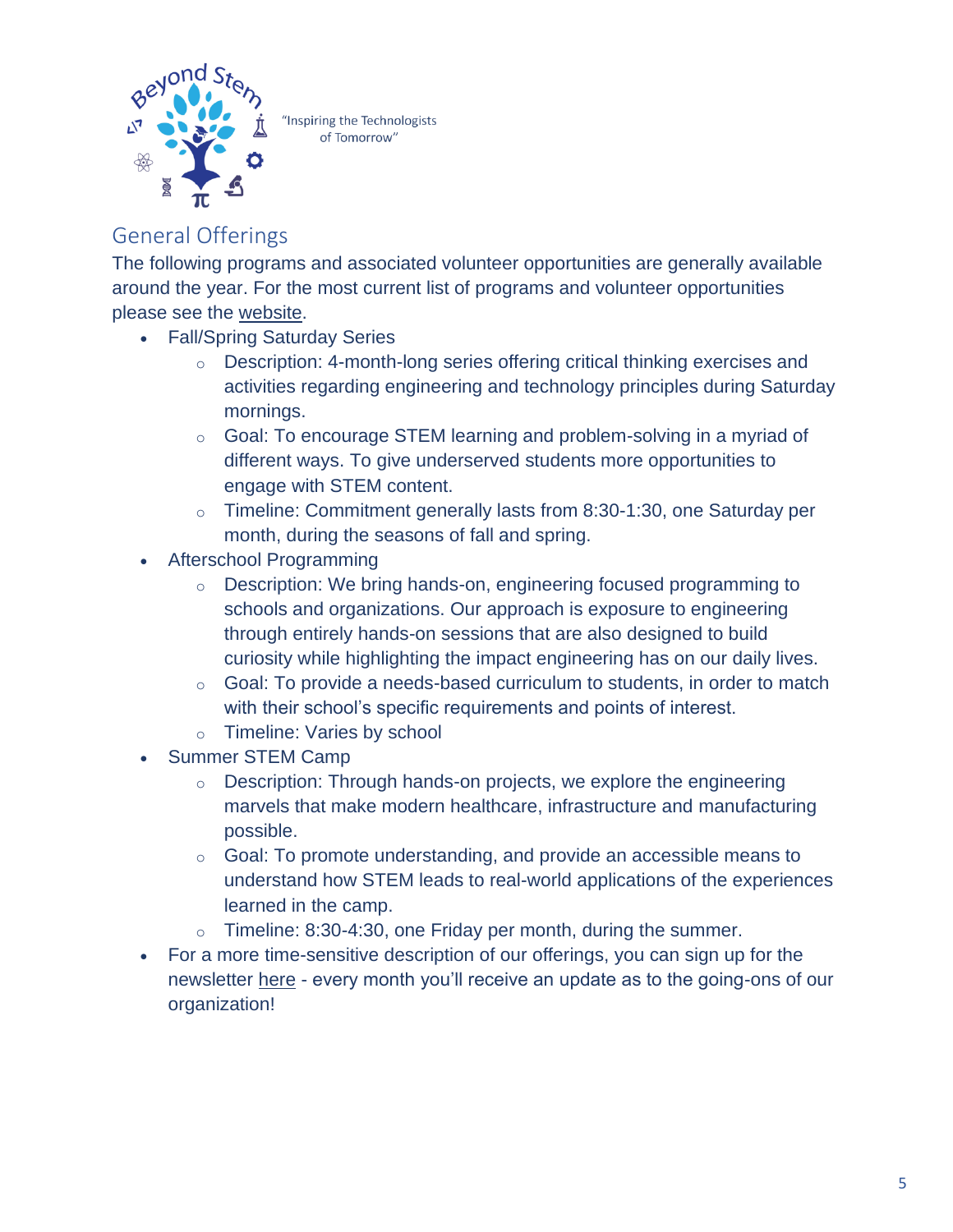"Inspiring the Technologists of Tomorrow"

## General Offerings

The following programs and associated volunteer opportunities are generally available around the year. For the most current list of programs and volunteer opportunities please see the website.

- Fall/Spring Saturday Series
  - Description: 4-month-long series offering critical thinking exercises and activities regarding engineering and technology principles during Saturday mornings.
  - Goal: To encourage STEM learning and problem-solving in a myriad of different ways. To give underserved students more opportunities to engage with STEM content.
  - Timeline: Commitment generally lasts from 8:30-1:30, one Saturday per month, during the seasons of fall and spring.
- Afterschool Programming
  - Description: We bring hands-on, engineering focused programming to schools and organizations. Our approach is exposure to engineering through entirely hands-on sessions that are also designed to build curiosity while highlighting the impact engineering has on our daily lives.
  - Goal: To provide a needs-based curriculum to students, in order to match with their school's specific requirements and points of interest.
  - Timeline: Varies by school
- Summer STEM Camp
  - Description: Through hands-on projects, we explore the engineering marvels that make modern healthcare, infrastructure and manufacturing possible.
  - Goal: To promote understanding, and provide an accessible means to understand how STEM leads to real-world applications of the experiences learned in the camp.
  - Timeline: 8:30-4:30, one Friday per month, during the summer.
- For a more time-sensitive description of our offerings, you can sign up for the newsletter here - every month you'll receive an update as to the going-ons of our organization!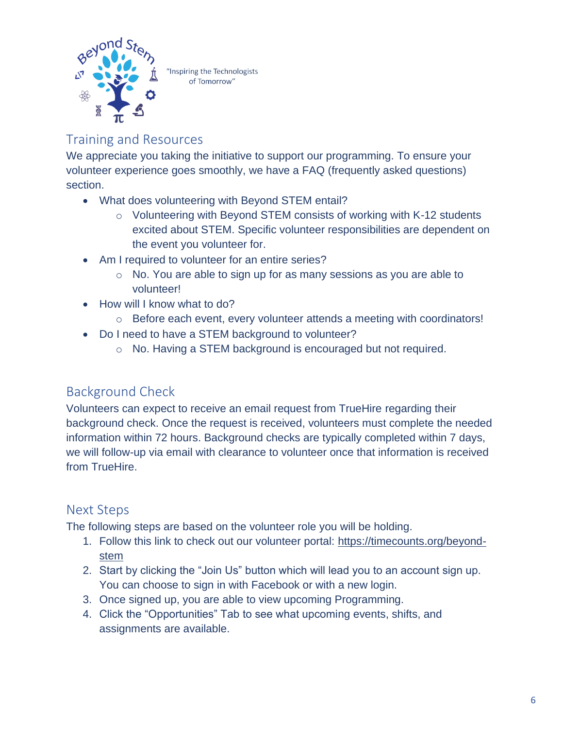"Inspiring the Technologists of Tomorrow"

## Training and Resources

We appreciate you taking the initiative to support our programming. To ensure your volunteer experience goes smoothly, we have a FAQ (frequently asked questions) section.

- What does volunteering with Beyond STEM entail?
  - Volunteering with Beyond STEM consists of working with K-12 students excited about STEM. Specific volunteer responsibilities are dependent on the event you volunteer for.
- Am I required to volunteer for an entire series?
  - No. You are able to sign up for as many sessions as you are able to volunteer!
- How will I know what to do?
  - Before each event, every volunteer attends a meeting with coordinators!
- Do I need to have a STEM background to volunteer?
  - No. Having a STEM background is encouraged but not required.

## Background Check

Volunteers can expect to receive an email request from TrueHire regarding their background check. Once the request is received, volunteers must complete the needed information within 72 hours. Background checks are typically completed within 7 days, we will follow-up via email with clearance to volunteer once that information is received from TrueHire.

## Next Steps

The following steps are based on the volunteer role you will be holding.

1. Follow this link to check out our volunteer portal: https://timecounts.org/beyond-stem
2. Start by clicking the "Join Us" button which will lead you to an account sign up. You can choose to sign in with Facebook or with a new login.
3. Once signed up, you are able to view upcoming Programming.
4. Click the "Opportunities" Tab to see what upcoming events, shifts, and assignments are available.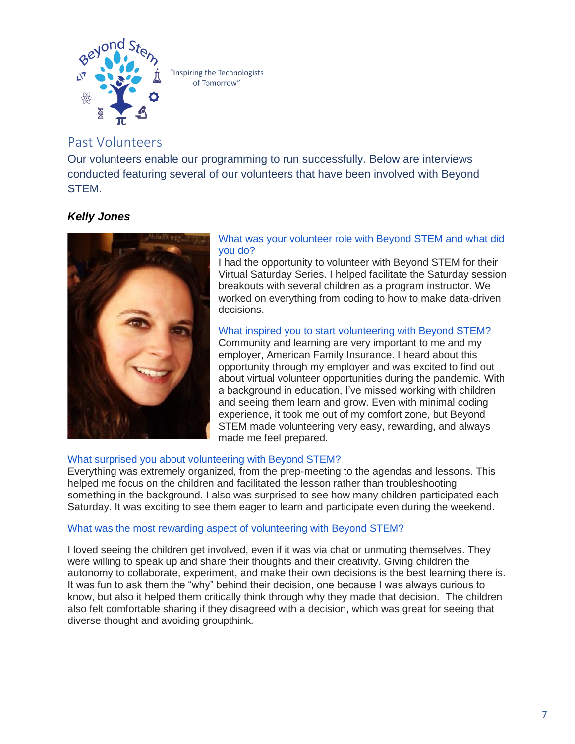"Inspiring the Technologists of Tomorrow"

## Past Volunteers

Our volunteers enable our programming to run successfully. Below are interviews conducted featuring several of our volunteers that have been involved with Beyond STEM.

***Kelly Jones***

### What was your volunteer role with Beyond STEM and what did you do?

I had the opportunity to volunteer with Beyond STEM for their Virtual Saturday Series. I helped facilitate the Saturday session breakouts with several children as a program instructor. We worked on everything from coding to how to make data-driven decisions.

### What inspired you to start volunteering with Beyond STEM?

Community and learning are very important to me and my employer, American Family Insurance. I heard about this opportunity through my employer and was excited to find out about virtual volunteer opportunities during the pandemic. With a background in education, I've missed working with children and seeing them learn and grow. Even with minimal coding experience, it took me out of my comfort zone, but Beyond STEM made volunteering very easy, rewarding, and always made me feel prepared.

### What surprised you about volunteering with Beyond STEM?

Everything was extremely organized, from the prep-meeting to the agendas and lessons. This helped me focus on the children and facilitated the lesson rather than troubleshooting something in the background. I also was surprised to see how many children participated each Saturday. It was exciting to see them eager to learn and participate even during the weekend.

### What was the most rewarding aspect of volunteering with Beyond STEM?

I loved seeing the children get involved, even if it was via chat or unmuting themselves. They were willing to speak up and share their thoughts and their creativity. Giving children the autonomy to collaborate, experiment, and make their own decisions is the best learning there is. It was fun to ask them the "why" behind their decision, one because I was always curious to know, but also it helped them critically think through why they made that decision. The children also felt comfortable sharing if they disagreed with a decision, which was great for seeing that diverse thought and avoiding groupthink.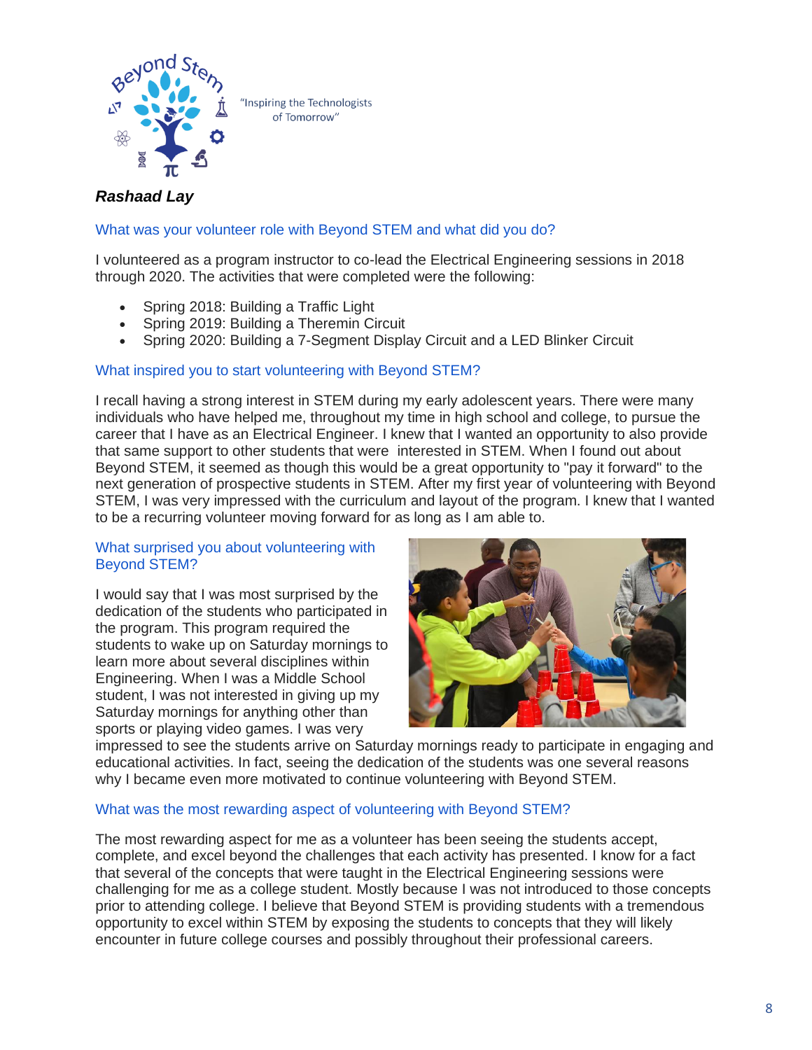"Inspiring the Technologists of Tomorrow"

***Rashaad Lay***

### What was your volunteer role with Beyond STEM and what did you do?

I volunteered as a program instructor to co-lead the Electrical Engineering sessions in 2018 through 2020. The activities that were completed were the following:

- Spring 2018: Building a Traffic Light
- Spring 2019: Building a Theremin Circuit
- Spring 2020: Building a 7-Segment Display Circuit and a LED Blinker Circuit

### What inspired you to start volunteering with Beyond STEM?

I recall having a strong interest in STEM during my early adolescent years. There were many individuals who have helped me, throughout my time in high school and college, to pursue the career that I have as an Electrical Engineer. I knew that I wanted an opportunity to also provide that same support to other students that were interested in STEM. When I found out about Beyond STEM, it seemed as though this would be a great opportunity to "pay it forward" to the next generation of prospective students in STEM. After my first year of volunteering with Beyond STEM, I was very impressed with the curriculum and layout of the program. I knew that I wanted to be a recurring volunteer moving forward for as long as I am able to.

### What surprised you about volunteering with Beyond STEM?

I would say that I was most surprised by the dedication of the students who participated in the program. This program required the students to wake up on Saturday mornings to learn more about several disciplines within Engineering. When I was a Middle School student, I was not interested in giving up my Saturday mornings for anything other than sports or playing video games. I was very impressed to see the students arrive on Saturday mornings ready to participate in engaging and educational activities. In fact, seeing the dedication of the students was one several reasons why I became even more motivated to continue volunteering with Beyond STEM.

### What was the most rewarding aspect of volunteering with Beyond STEM?

The most rewarding aspect for me as a volunteer has been seeing the students accept, complete, and excel beyond the challenges that each activity has presented. I know for a fact that several of the concepts that were taught in the Electrical Engineering sessions were challenging for me as a college student. Mostly because I was not introduced to those concepts prior to attending college. I believe that Beyond STEM is providing students with a tremendous opportunity to excel within STEM by exposing the students to concepts that they will likely encounter in future college courses and possibly throughout their professional careers.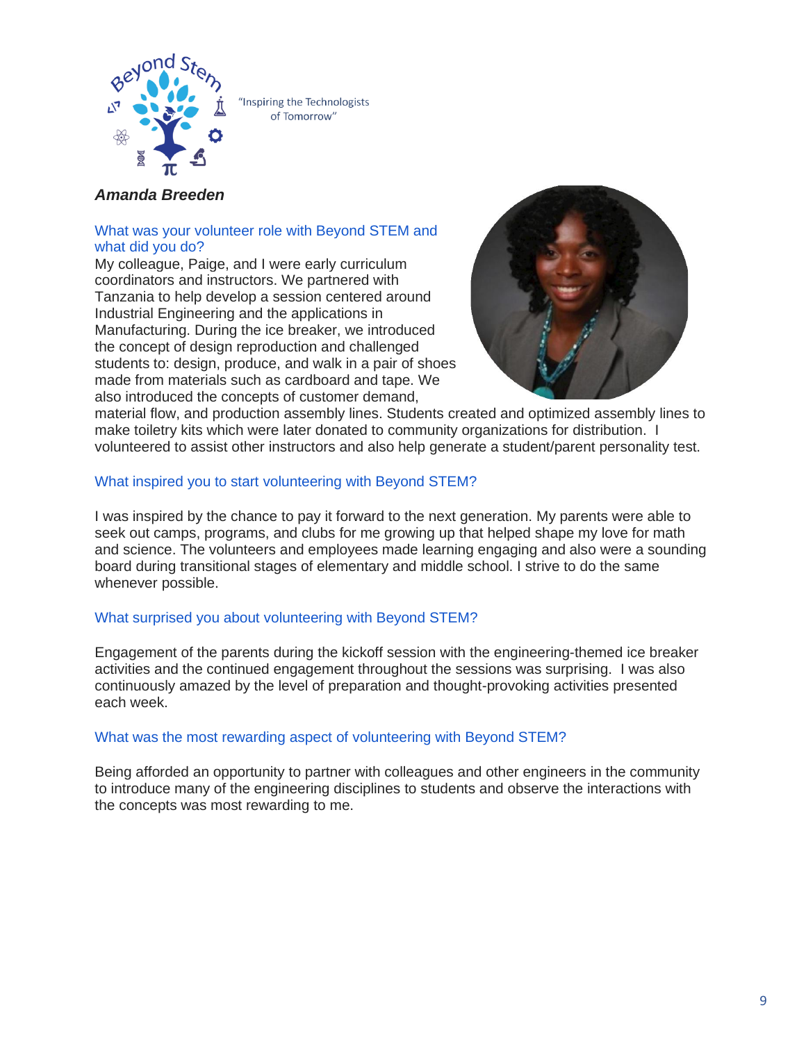"Inspiring the Technologists of Tomorrow"

***Amanda Breeden***

### What was your volunteer role with Beyond STEM and what did you do?

My colleague, Paige, and I were early curriculum coordinators and instructors. We partnered with Tanzania to help develop a session centered around Industrial Engineering and the applications in Manufacturing. During the ice breaker, we introduced the concept of design reproduction and challenged students to: design, produce, and walk in a pair of shoes made from materials such as cardboard and tape. We also introduced the concepts of customer demand, material flow, and production assembly lines. Students created and optimized assembly lines to make toiletry kits which were later donated to community organizations for distribution. I volunteered to assist other instructors and also help generate a student/parent personality test.

### What inspired you to start volunteering with Beyond STEM?

I was inspired by the chance to pay it forward to the next generation. My parents were able to seek out camps, programs, and clubs for me growing up that helped shape my love for math and science. The volunteers and employees made learning engaging and also were a sounding board during transitional stages of elementary and middle school. I strive to do the same whenever possible.

### What surprised you about volunteering with Beyond STEM?

Engagement of the parents during the kickoff session with the engineering-themed ice breaker activities and the continued engagement throughout the sessions was surprising. I was also continuously amazed by the level of preparation and thought-provoking activities presented each week.

### What was the most rewarding aspect of volunteering with Beyond STEM?

Being afforded an opportunity to partner with colleagues and other engineers in the community to introduce many of the engineering disciplines to students and observe the interactions with the concepts was most rewarding to me.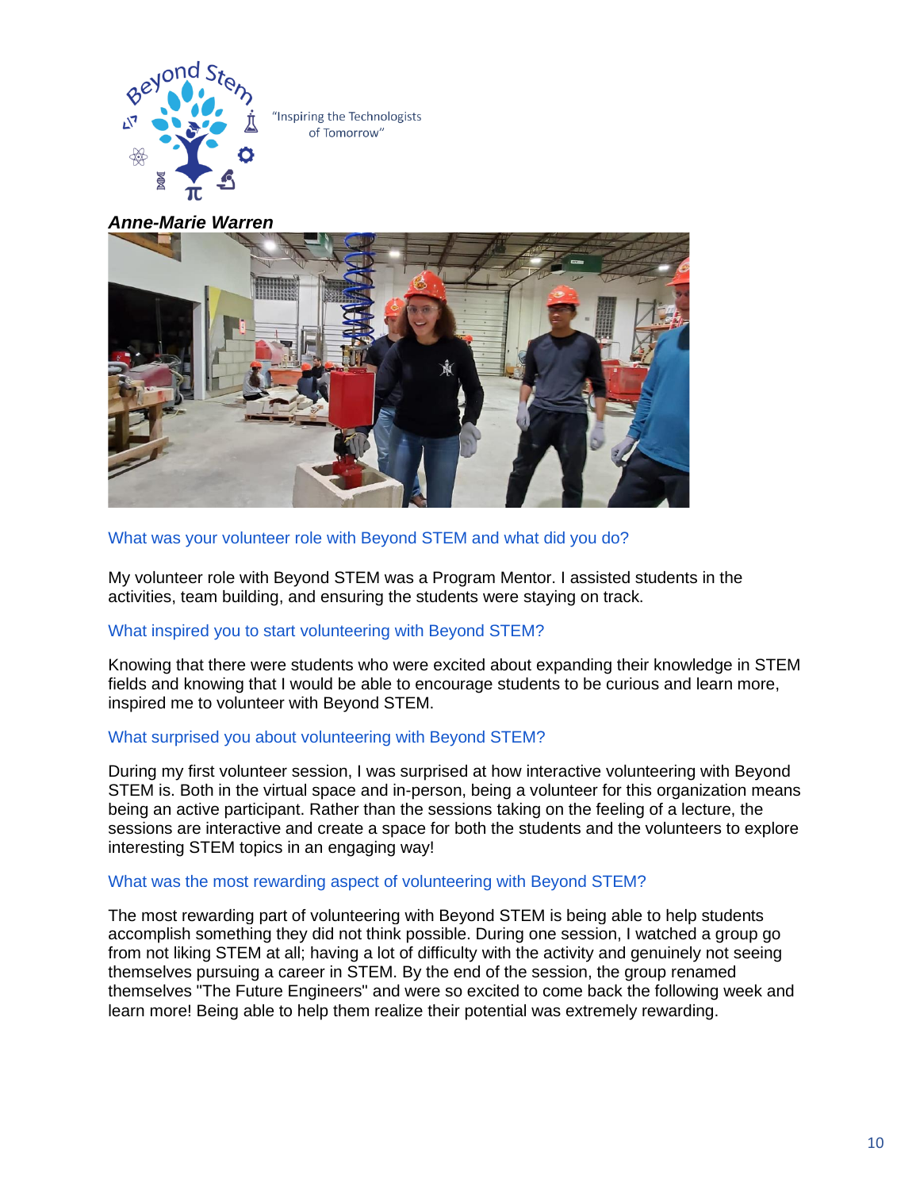"Inspiring the Technologists of Tomorrow"

***Anne-Marie Warren***

### What was your volunteer role with Beyond STEM and what did you do?

My volunteer role with Beyond STEM was a Program Mentor. I assisted students in the activities, team building, and ensuring the students were staying on track.

### What inspired you to start volunteering with Beyond STEM?

Knowing that there were students who were excited about expanding their knowledge in STEM fields and knowing that I would be able to encourage students to be curious and learn more, inspired me to volunteer with Beyond STEM.

### What surprised you about volunteering with Beyond STEM?

During my first volunteer session, I was surprised at how interactive volunteering with Beyond STEM is. Both in the virtual space and in-person, being a volunteer for this organization means being an active participant. Rather than the sessions taking on the feeling of a lecture, the sessions are interactive and create a space for both the students and the volunteers to explore interesting STEM topics in an engaging way!

### What was the most rewarding aspect of volunteering with Beyond STEM?

The most rewarding part of volunteering with Beyond STEM is being able to help students accomplish something they did not think possible. During one session, I watched a group go from not liking STEM at all; having a lot of difficulty with the activity and genuinely not seeing themselves pursuing a career in STEM. By the end of the session, the group renamed themselves "The Future Engineers" and were so excited to come back the following week and learn more! Being able to help them realize their potential was extremely rewarding.